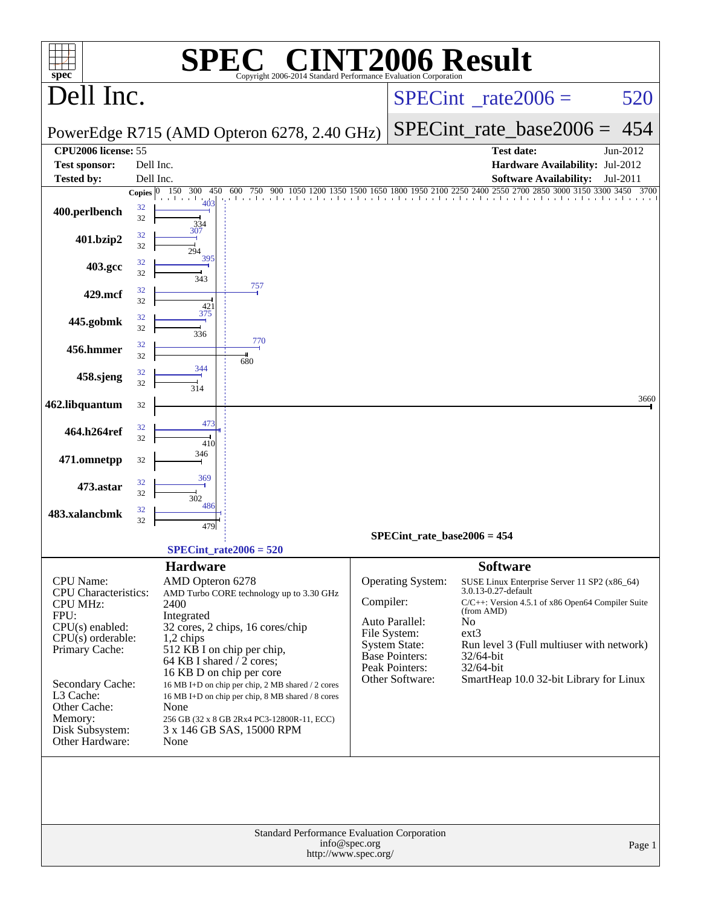# SPEC® CINT2006 Result

Copyright 2006-2014 Standard Performance Evaluation Corporation

## Dell Inc.

PowerEdge R715 (AMD Opteron 6278, 2.40 GHz)

SPECint_rate2006 = 520

SPECint_rate_base2006 = 454

| | | | |
|---|---|---|---|
| **CPU2006 license:** 55 | | **Test date:** | Jun-2012 |
| **Test sponsor:** | Dell Inc. | **Hardware Availability:** | Jul-2012 |
| **Tested by:** | Dell Inc. | **Software Availability:** | Jul-2011 |

| Benchmark | Copies (peak) | Copies (base) | Peak | Base |
|---|---|---|---|---|
| 400.perlbench | 32 | 32 | 403 | 334 |
| 401.bzip2 | 32 | 32 | 307 | 294 |
| 403.gcc | 32 | 32 | 395 | 343 |
| 429.mcf | 32 | 32 | 757 | 421 |
| 445.gobmk | 32 | 32 | 375 | 336 |
| 456.hmmer | 32 | 32 | 770 | 680 |
| 458.sjeng | 32 | 32 | 344 | 314 |
| 462.libquantum | | 32 | | 3660 |
| 464.h264ref | 32 | 32 | 473 | 410 |
| 471.omnetpp | | 32 | | 346 |
| 473.astar | 32 | 32 | 369 | 302 |
| 483.xalancbmk | 32 | 32 | 486 | 479 |

SPECint_rate_base2006 = 454

SPECint_rate2006 = 520

### Hardware

| | |
|---|---|
| CPU Name: | AMD Opteron 6278 |
| CPU Characteristics: | AMD Turbo CORE technology up to 3.30 GHz |
| CPU MHz: | 2400 |
| FPU: | Integrated |
| CPU(s) enabled: | 32 cores, 2 chips, 16 cores/chip |
| CPU(s) orderable: | 1,2 chips |
| Primary Cache: | 512 KB I on chip per chip, 64 KB I shared / 2 cores; 16 KB D on chip per core |
| Secondary Cache: | 16 MB I+D on chip per chip, 2 MB shared / 2 cores |
| L3 Cache: | 16 MB I+D on chip per chip, 8 MB shared / 8 cores |
| Other Cache: | None |
| Memory: | 256 GB (32 x 8 GB 2Rx4 PC3-12800R-11, ECC) |
| Disk Subsystem: | 3 x 146 GB SAS, 15000 RPM |
| Other Hardware: | None |

### Software

| | |
|---|---|
| Operating System: | SUSE Linux Enterprise Server 11 SP2 (x86_64) 3.0.13-0.27-default |
| Compiler: | C/C++: Version 4.5.1 of x86 Open64 Compiler Suite (from AMD) |
| Auto Parallel: | No |
| File System: | ext3 |
| System State: | Run level 3 (Full multiuser with network) |
| Base Pointers: | 32/64-bit |
| Peak Pointers: | 32/64-bit |
| Other Software: | SmartHeap 10.0 32-bit Library for Linux |

Standard Performance Evaluation Corporation
info@spec.org
http://www.spec.org/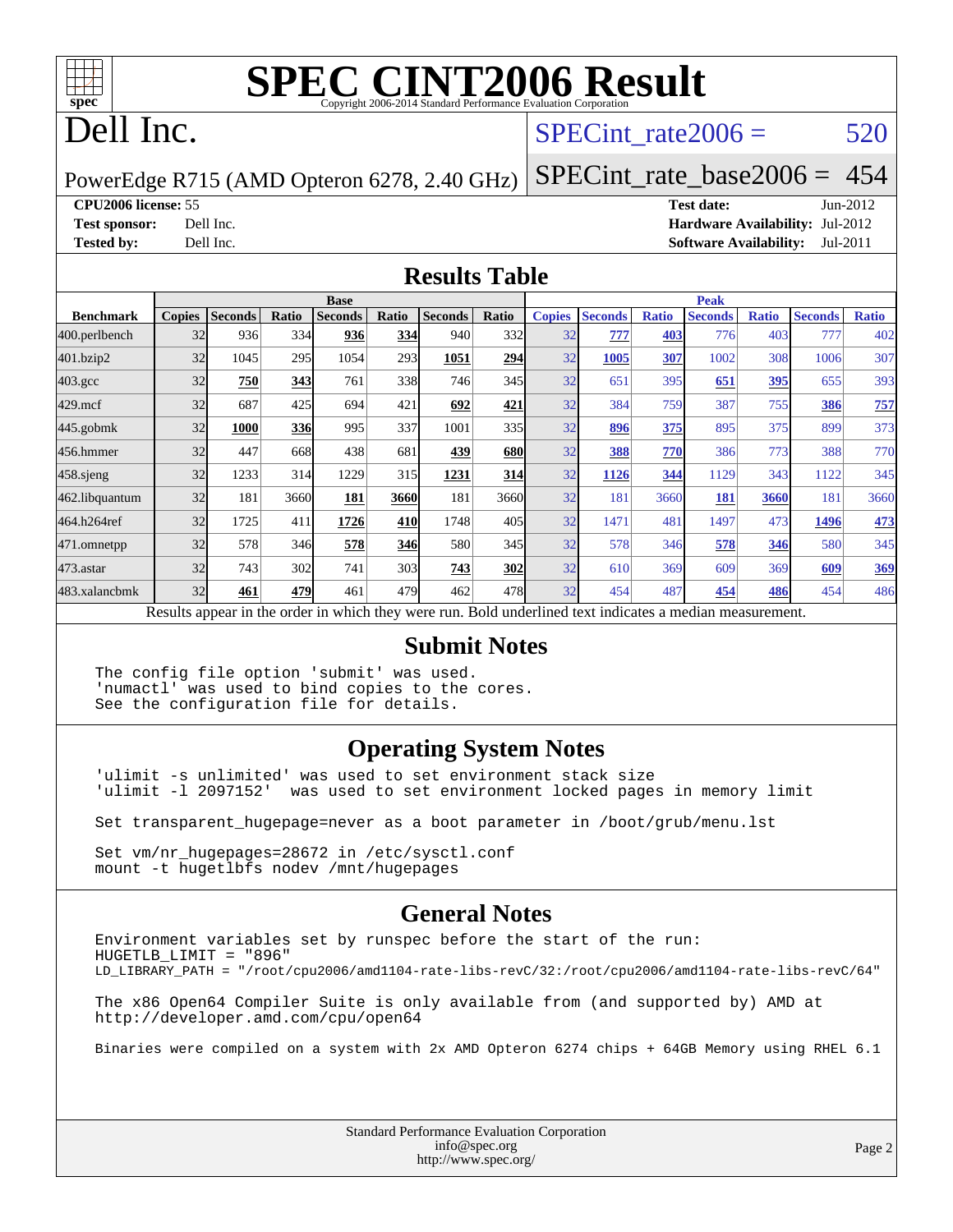# SPEC CINT2006 Result

Copyright 2006-2014 Standard Performance Evaluation Corporation

# Dell Inc.

PowerEdge R715 (AMD Opteron 6278, 2.40 GHz)

SPECint_rate2006 = 520

SPECint_rate_base2006 = 454

**CPU2006 license:** 55
**Test sponsor:** Dell Inc.
**Tested by:** Dell Inc.

**Test date:** Jun-2012
**Hardware Availability:** Jul-2012
**Software Availability:** Jul-2011

## Results Table

| Benchmark | Base | | | | | | | Peak | | | | | | |
|---|---|---|---|---|---|---|---|---|---|---|---|---|---|---|
| | Copies | Seconds | Ratio | Seconds | Ratio | Seconds | Ratio | Copies | Seconds | Ratio | Seconds | Ratio | Seconds | Ratio |
| 400.perlbench | 32 | 936 | 334 | **936** | **334** | 940 | 332 | 32 | **777** | **403** | 776 | 403 | 777 | 402 |
| 401.bzip2 | 32 | 1045 | 295 | 1054 | 293 | **1051** | **294** | 32 | **1005** | **307** | 1002 | 308 | 1006 | 307 |
| 403.gcc | 32 | **750** | **343** | 761 | 338 | 746 | 345 | 32 | 651 | 395 | **651** | **395** | 655 | 393 |
| 429.mcf | 32 | 687 | 425 | 694 | 421 | **692** | **421** | 32 | 384 | 759 | 387 | 755 | **386** | **757** |
| 445.gobmk | 32 | **1000** | **336** | 995 | 337 | 1001 | 335 | 32 | **896** | **375** | 895 | 375 | 899 | 373 |
| 456.hmmer | 32 | 447 | 668 | 438 | 681 | **439** | **680** | 32 | **388** | **770** | 386 | 773 | 388 | 770 |
| 458.sjeng | 32 | 1233 | 314 | 1229 | 315 | **1231** | **314** | 32 | **1126** | **344** | 1129 | 343 | 1122 | 345 |
| 462.libquantum | 32 | 181 | 3660 | **181** | **3660** | 181 | 3660 | 32 | 181 | 3660 | **181** | **3660** | 181 | 3660 |
| 464.h264ref | 32 | 1725 | 411 | **1726** | **410** | 1748 | 405 | 32 | 1471 | 481 | 1497 | 473 | **1496** | **473** |
| 471.omnetpp | 32 | 578 | 346 | **578** | **346** | 580 | 345 | 32 | 578 | 346 | **578** | **346** | 580 | 345 |
| 473.astar | 32 | 743 | 302 | 741 | 303 | **743** | **302** | 32 | 610 | 369 | 609 | 369 | **609** | **369** |
| 483.xalancbmk | 32 | **461** | **479** | 461 | 479 | 462 | 478 | 32 | 454 | 487 | **454** | **486** | 454 | 486 |

Results appear in the order in which they were run. Bold underlined text indicates a median measurement.

## Submit Notes

```
The config file option 'submit' was used.
'numactl' was used to bind copies to the cores.
See the configuration file for details.
```

## Operating System Notes

```
'ulimit -s unlimited' was used to set environment stack size
'ulimit -l 2097152'  was used to set environment locked pages in memory limit

Set transparent_hugepage=never as a boot parameter in /boot/grub/menu.lst

Set vm/nr_hugepages=28672 in /etc/sysctl.conf
mount -t hugetlbfs nodev /mnt/hugepages
```

## General Notes

```
Environment variables set by runspec before the start of the run:
HUGETLB_LIMIT = "896"
LD_LIBRARY_PATH = "/root/cpu2006/amd1104-rate-libs-revC/32:/root/cpu2006/amd1104-rate-libs-revC/64"

The x86 Open64 Compiler Suite is only available from (and supported by) AMD at
http://developer.amd.com/cpu/open64

Binaries were compiled on a system with 2x AMD Opteron 6274 chips + 64GB Memory using RHEL 6.1
```

Standard Performance Evaluation Corporation
info@spec.org
http://www.spec.org/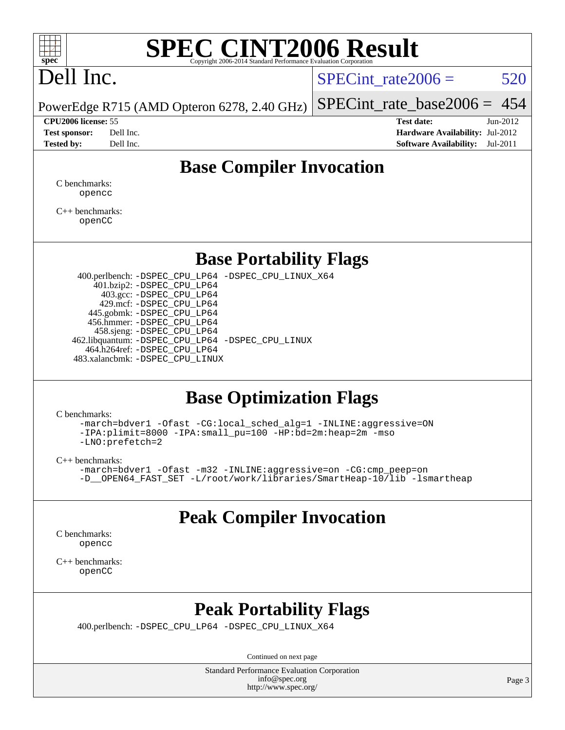# SPEC CINT2006 Result

Copyright 2006-2014 Standard Performance Evaluation Corporation

## Dell Inc.

PowerEdge R715 (AMD Opteron 6278, 2.40 GHz)

SPECint_rate2006 = 520

SPECint_rate_base2006 = 454

**CPU2006 license:** 55
**Test sponsor:** Dell Inc.
**Tested by:** Dell Inc.

**Test date:** Jun-2012
**Hardware Availability:** Jul-2012
**Software Availability:** Jul-2011

## Base Compiler Invocation

C benchmarks:
```
opencc
```

C++ benchmarks:
```
openCC
```

## Base Portability Flags

| Benchmark | Flags |
|---|---|
| 400.perlbench: | -DSPEC_CPU_LP64 -DSPEC_CPU_LINUX_X64 |
| 401.bzip2: | -DSPEC_CPU_LP64 |
| 403.gcc: | -DSPEC_CPU_LP64 |
| 429.mcf: | -DSPEC_CPU_LP64 |
| 445.gobmk: | -DSPEC_CPU_LP64 |
| 456.hmmer: | -DSPEC_CPU_LP64 |
| 458.sjeng: | -DSPEC_CPU_LP64 |
| 462.libquantum: | -DSPEC_CPU_LP64 -DSPEC_CPU_LINUX |
| 464.h264ref: | -DSPEC_CPU_LP64 |
| 483.xalancbmk: | -DSPEC_CPU_LINUX |

## Base Optimization Flags

C benchmarks:
```
-march=bdver1 -Ofast -CG:local_sched_alg=1 -INLINE:aggressive=ON
-IPA:plimit=8000 -IPA:small_pu=100 -HP:bd=2m:heap=2m -mso
-LNO:prefetch=2
```

C++ benchmarks:
```
-march=bdver1 -Ofast -m32 -INLINE:aggressive=on -CG:cmp_peep=on
-D__OPEN64_FAST_SET -L/root/work/libraries/SmartHeap-10/lib -lsmartheap
```

## Peak Compiler Invocation

C benchmarks:
```
opencc
```

C++ benchmarks:
```
openCC
```

## Peak Portability Flags

400.perlbench: -DSPEC_CPU_LP64 -DSPEC_CPU_LINUX_X64

Continued on next page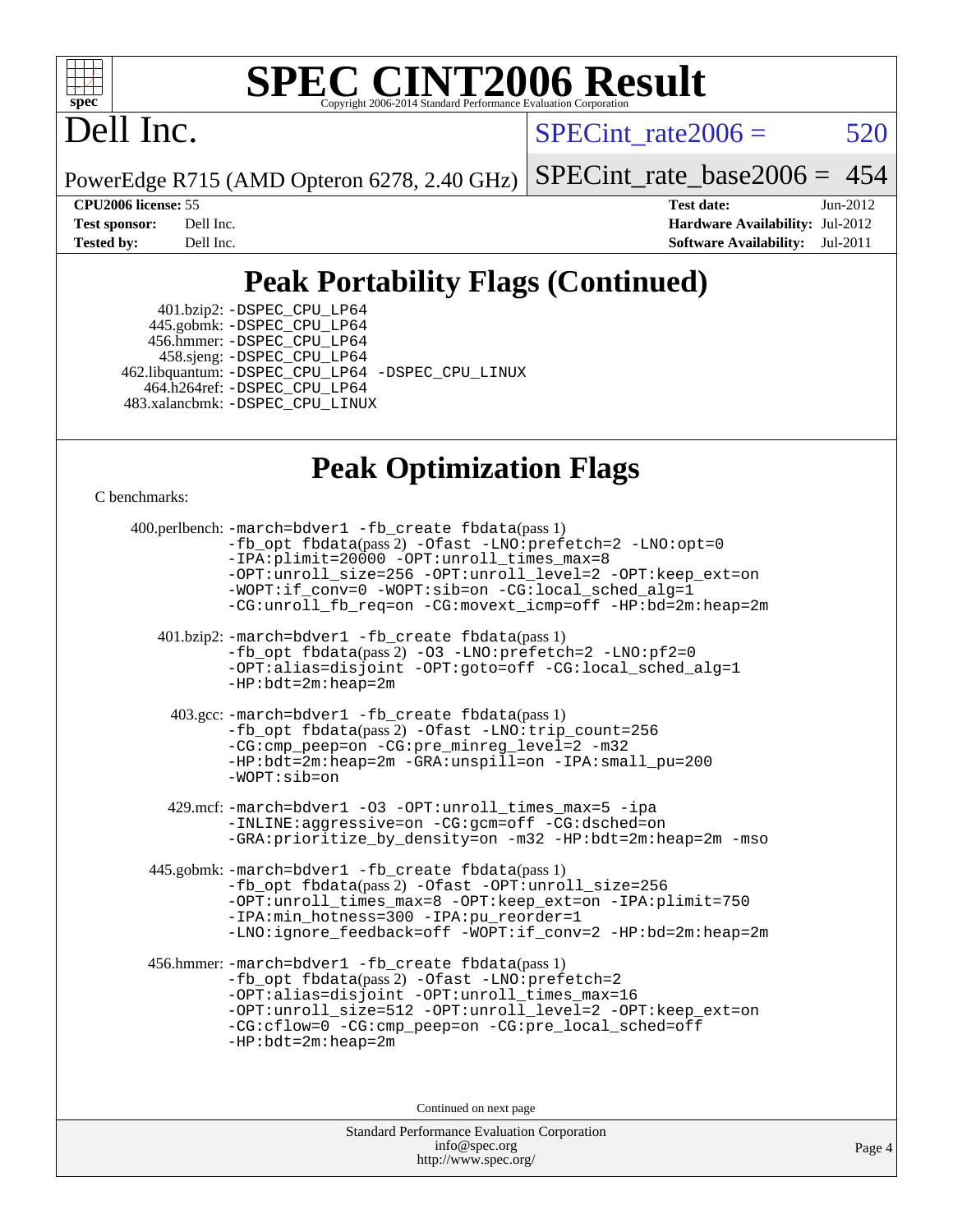# SPEC CINT2006 Result

Dell Inc.

PowerEdge R715 (AMD Opteron 6278, 2.40 GHz)

SPECint_rate2006 = 520

SPECint_rate_base2006 = 454

**CPU2006 license:** 55
**Test sponsor:** Dell Inc.
**Tested by:** Dell Inc.

**Test date:** Jun-2012
**Hardware Availability:** Jul-2012
**Software Availability:** Jul-2011

## Peak Portability Flags (Continued)

401.bzip2: -DSPEC_CPU_LP64
445.gobmk: -DSPEC_CPU_LP64
456.hmmer: -DSPEC_CPU_LP64
458.sjeng: -DSPEC_CPU_LP64
462.libquantum: -DSPEC_CPU_LP64 -DSPEC_CPU_LINUX
464.h264ref: -DSPEC_CPU_LP64
483.xalancbmk: -DSPEC_CPU_LINUX

## Peak Optimization Flags

C benchmarks:

400.perlbench: -march=bdver1 -fb_create fbdata(pass 1) -fb_opt fbdata(pass 2) -Ofast -LNO:prefetch=2 -LNO:opt=0 -IPA:plimit=20000 -OPT:unroll_times_max=8 -OPT:unroll_size=256 -OPT:unroll_level=2 -OPT:keep_ext=on -WOPT:if_conv=0 -WOPT:sib=on -CG:local_sched_alg=1 -CG:unroll_fb_req=on -CG:movext_icmp=off -HP:bd=2m:heap=2m

401.bzip2: -march=bdver1 -fb_create fbdata(pass 1) -fb_opt fbdata(pass 2) -O3 -LNO:prefetch=2 -LNO:pf2=0 -OPT:alias=disjoint -OPT:goto=off -CG:local_sched_alg=1 -HP:bdt=2m:heap=2m

403.gcc: -march=bdver1 -fb_create fbdata(pass 1) -fb_opt fbdata(pass 2) -Ofast -LNO:trip_count=256 -CG:cmp_peep=on -CG:pre_minreg_level=2 -m32 -HP:bdt=2m:heap=2m -GRA:unspill=on -IPA:small_pu=200 -WOPT:sib=on

429.mcf: -march=bdver1 -O3 -OPT:unroll_times_max=5 -ipa -INLINE:aggressive=on -CG:gcm=off -CG:dsched=on -GRA:prioritize_by_density=on -m32 -HP:bdt=2m:heap=2m -mso

445.gobmk: -march=bdver1 -fb_create fbdata(pass 1) -fb_opt fbdata(pass 2) -Ofast -OPT:unroll_size=256 -OPT:unroll_times_max=8 -OPT:keep_ext=on -IPA:plimit=750 -IPA:min_hotness=300 -IPA:pu_reorder=1 -LNO:ignore_feedback=off -WOPT:if_conv=2 -HP:bd=2m:heap=2m

456.hmmer: -march=bdver1 -fb_create fbdata(pass 1) -fb_opt fbdata(pass 2) -Ofast -LNO:prefetch=2 -OPT:alias=disjoint -OPT:unroll_times_max=16 -OPT:unroll_size=512 -OPT:unroll_level=2 -OPT:keep_ext=on -CG:cflow=0 -CG:cmp_peep=on -CG:pre_local_sched=off -HP:bdt=2m:heap=2m

Continued on next page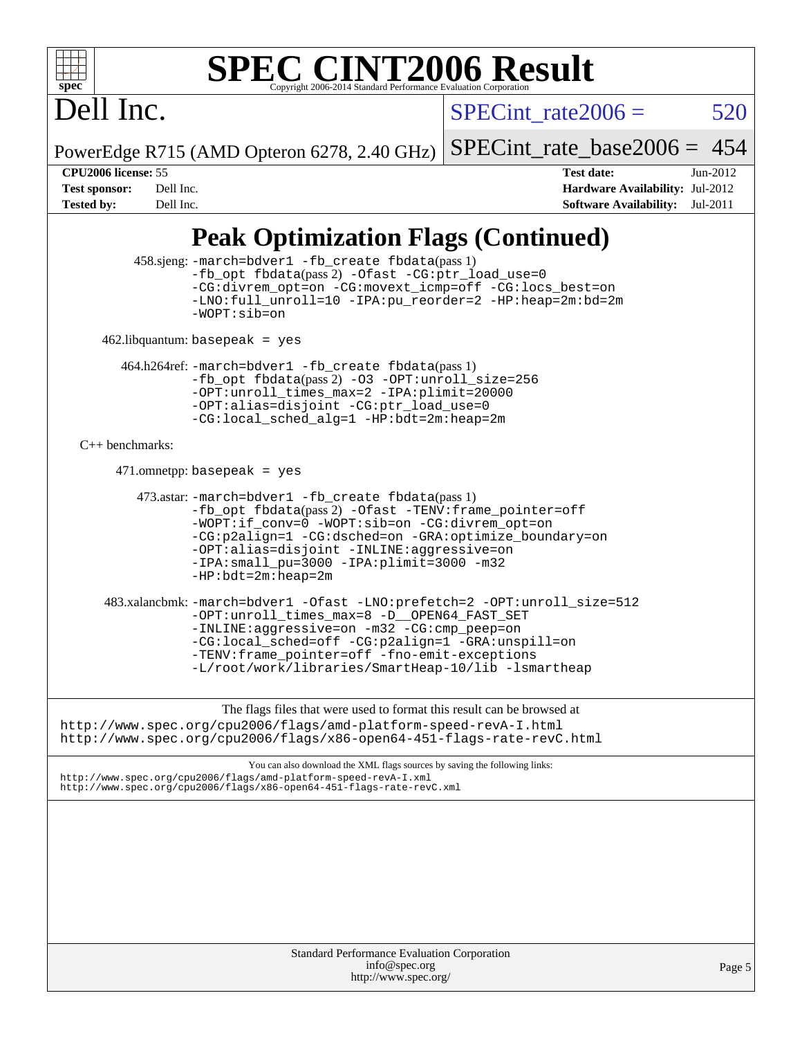# SPEC CINT2006 Result

Copyright 2006-2014 Standard Performance Evaluation Corporation

**Dell Inc.**

PowerEdge R715 (AMD Opteron 6278, 2.40 GHz)

SPECint_rate2006 = 520

SPECint_rate_base2006 = 454

| | | | |
|---|---|---|---|
| **CPU2006 license:** 55 | | **Test date:** | Jun-2012 |
| **Test sponsor:** | Dell Inc. | **Hardware Availability:** | Jul-2012 |
| **Tested by:** | Dell Inc. | **Software Availability:** | Jul-2011 |

## Peak Optimization Flags (Continued)

458.sjeng: `-march=bdver1 -fb_create fbdata`(pass 1) `-fb_opt fbdata`(pass 2) `-Ofast -CG:ptr_load_use=0 -CG:divrem_opt=on -CG:movext_icmp=off -CG:locs_best=on -LNO:full_unroll=10 -IPA:pu_reorder=2 -HP:heap=2m:bd=2m -WOPT:sib=on`

462.libquantum: `basepeak = yes`

464.h264ref: `-march=bdver1 -fb_create fbdata`(pass 1) `-fb_opt fbdata`(pass 2) `-O3 -OPT:unroll_size=256 -OPT:unroll_times_max=2 -IPA:plimit=20000 -OPT:alias=disjoint -CG:ptr_load_use=0 -CG:local_sched_alg=1 -HP:bdt=2m:heap=2m`

C++ benchmarks:

471.omnetpp: `basepeak = yes`

473.astar: `-march=bdver1 -fb_create fbdata`(pass 1) `-fb_opt fbdata`(pass 2) `-Ofast -TENV:frame_pointer=off -WOPT:if_conv=0 -WOPT:sib=on -CG:divrem_opt=on -CG:p2align=1 -CG:dsched=on -GRA:optimize_boundary=on -OPT:alias=disjoint -INLINE:aggressive=on -IPA:small_pu=3000 -IPA:plimit=3000 -m32 -HP:bdt=2m:heap=2m`

483.xalancbmk: `-march=bdver1 -Ofast -LNO:prefetch=2 -OPT:unroll_size=512 -OPT:unroll_times_max=8 -D__OPEN64_FAST_SET -INLINE:aggressive=on -m32 -CG:cmp_peep=on -CG:local_sched=off -CG:p2align=1 -GRA:unspill=on -TENV:frame_pointer=off -fno-emit-exceptions -L/root/work/libraries/SmartHeap-10/lib -lsmartheap`

The flags files that were used to format this result can be browsed at
http://www.spec.org/cpu2006/flags/amd-platform-speed-revA-I.html
http://www.spec.org/cpu2006/flags/x86-open64-451-flags-rate-revC.html

You can also download the XML flags sources by saving the following links:
http://www.spec.org/cpu2006/flags/amd-platform-speed-revA-I.xml
http://www.spec.org/cpu2006/flags/x86-open64-451-flags-rate-revC.xml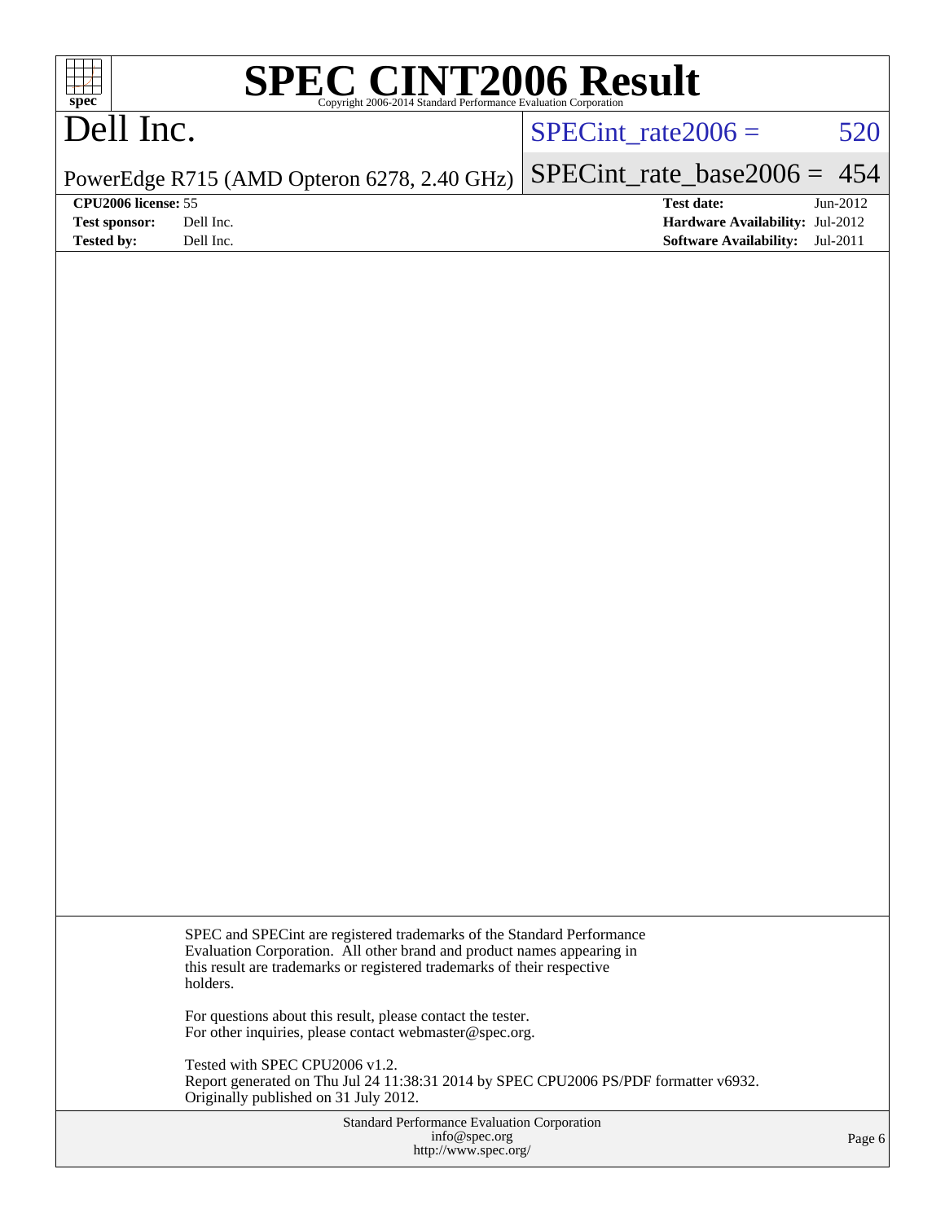SPEC and SPECint are registered trademarks of the Standard Performance Evaluation Corporation. All other brand and product names appearing in this result are trademarks or registered trademarks of their respective holders.

For questions about this result, please contact the tester.
For other inquiries, please contact webmaster@spec.org.

Tested with SPEC CPU2006 v1.2.
Report generated on Thu Jul 24 11:38:31 2014 by SPEC CPU2006 PS/PDF formatter v6932.
Originally published on 31 July 2012.